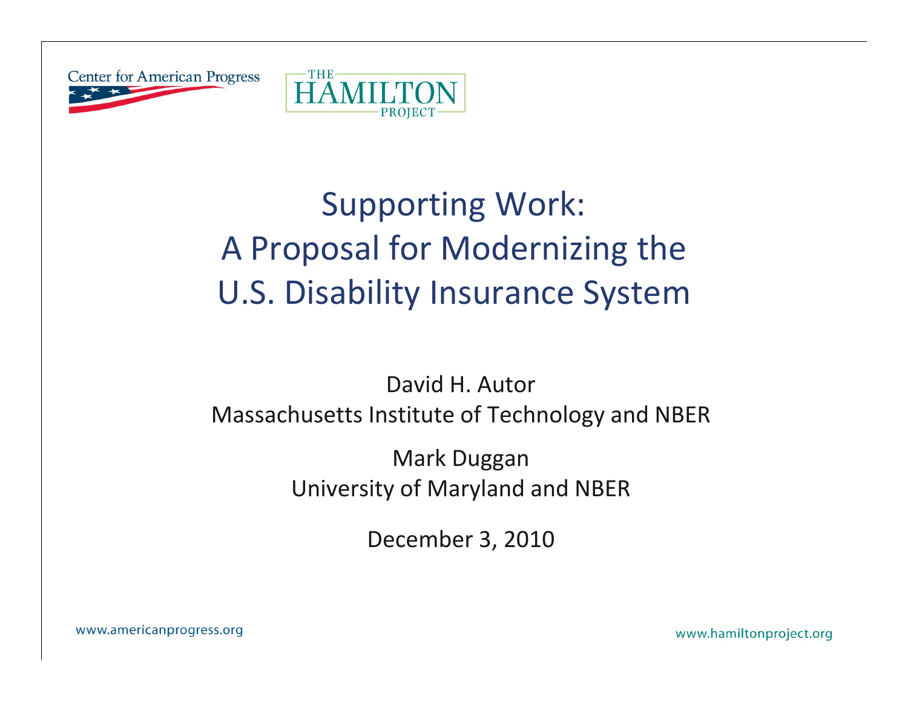Center for American Progress

THE HAMILTON PROJECT

# Supporting Work: A Proposal for Modernizing the U.S. Disability Insurance System

David H. Autor
Massachusetts Institute of Technology and NBER

Mark Duggan
University of Maryland and NBER

December 3, 2010

www.americanprogress.org

www.hamiltonproject.org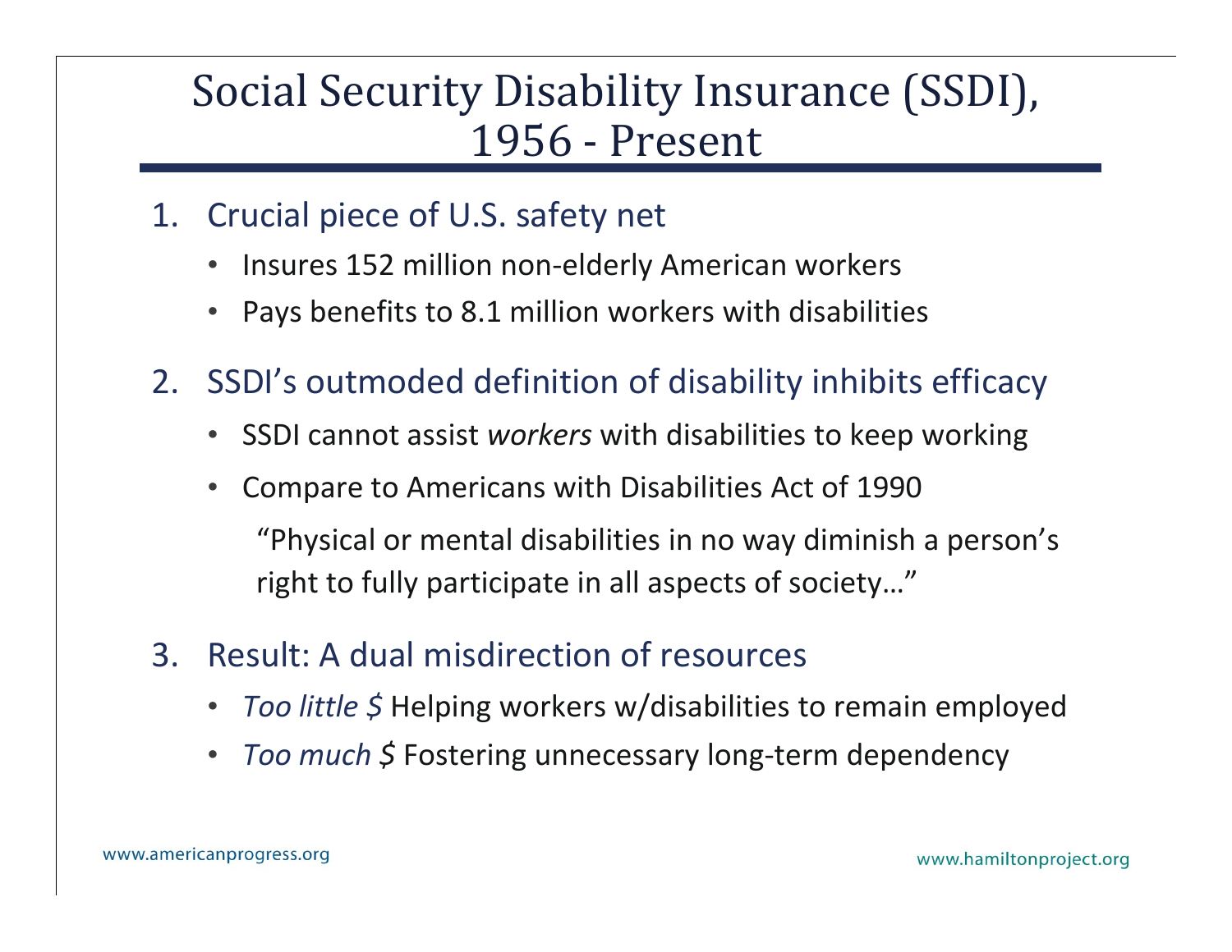# Social Security Disability Insurance (SSDI), 1956 - Present

1. Crucial piece of U.S. safety net
   - Insures 152 million non-elderly American workers
   - Pays benefits to 8.1 million workers with disabilities
2. SSDI's outmoded definition of disability inhibits efficacy
   - SSDI cannot assist *workers* with disabilities to keep working
   - Compare to Americans with Disabilities Act of 1990

     "Physical or mental disabilities in no way diminish a person's right to fully participate in all aspects of society…"
3. Result: A dual misdirection of resources
   - *Too little $* Helping workers w/disabilities to remain employed
   - *Too much $* Fostering unnecessary long-term dependency

www.americanprogress.org

www.hamiltonproject.org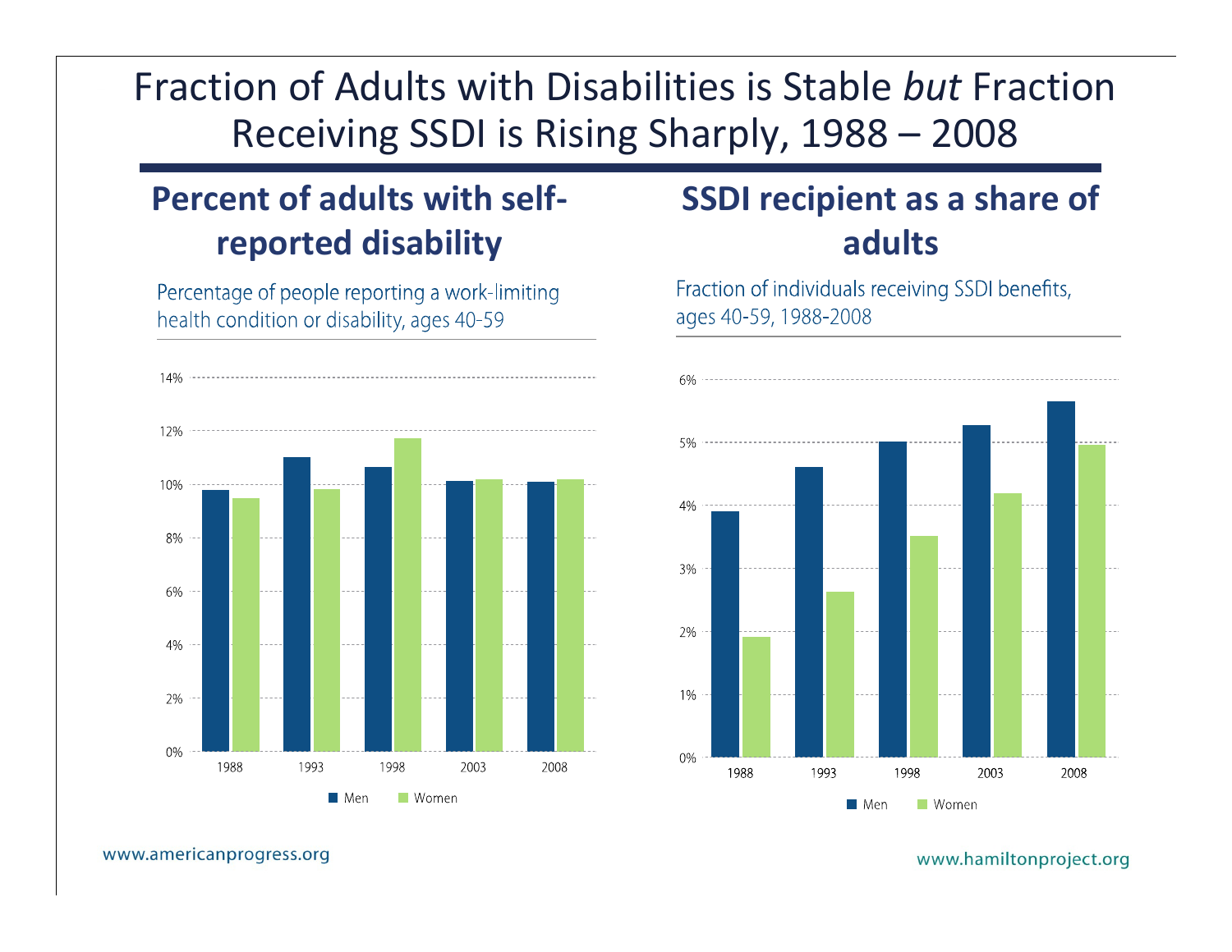# Fraction of Adults with Disabilities is Stable *but* Fraction Receiving SSDI is Rising Sharply, 1988 – 2008

## Percent of adults with self-reported disability

Percentage of people reporting a work-limiting health condition or disability, ages 40-59

## SSDI recipient as a share of adults

Fraction of individuals receiving SSDI benefits, ages 40-59, 1988-2008

www.americanprogress.org

www.hamiltonproject.org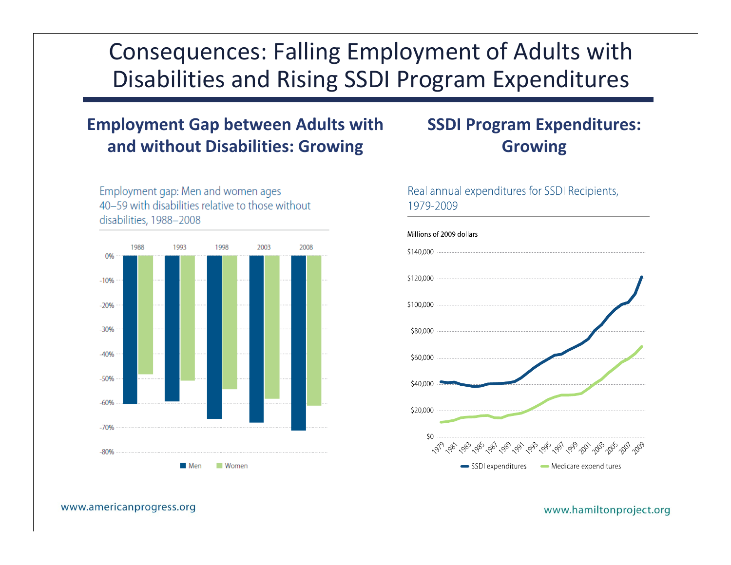# Consequences: Falling Employment of Adults with Disabilities and Rising SSDI Program Expenditures

## Employment Gap between Adults with and without Disabilities: Growing

Employment gap: Men and women ages 40–59 with disabilities relative to those without disabilities, 1988–2008

## SSDI Program Expenditures: Growing

Real annual expenditures for SSDI Recipients, 1979-2009

Millions of 2009 dollars

www.americanprogress.org

www.hamiltonproject.org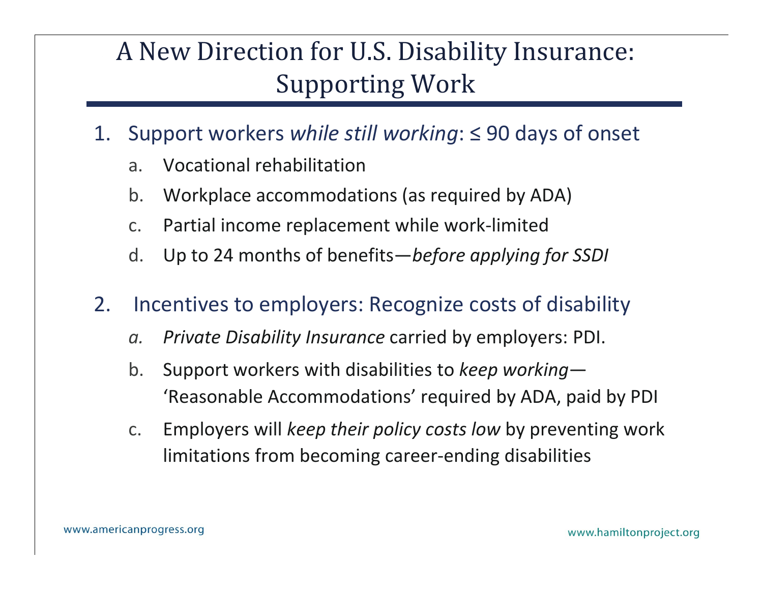# A New Direction for U.S. Disability Insurance: Supporting Work

1. Support workers *while still working*: ≤ 90 days of onset
   a. Vocational rehabilitation
   b. Workplace accommodations (as required by ADA)
   c. Partial income replacement while work-limited
   d. Up to 24 months of benefits—*before applying for SSDI*

2. Incentives to employers: Recognize costs of disability
   *a.* *Private Disability Insurance* carried by employers: PDI.
   b. Support workers with disabilities to *keep working*—‘Reasonable Accommodations’ required by ADA, paid by PDI
   c. Employers will *keep their policy costs low* by preventing work limitations from becoming career-ending disabilities

www.americanprogress.org

www.hamiltonproject.org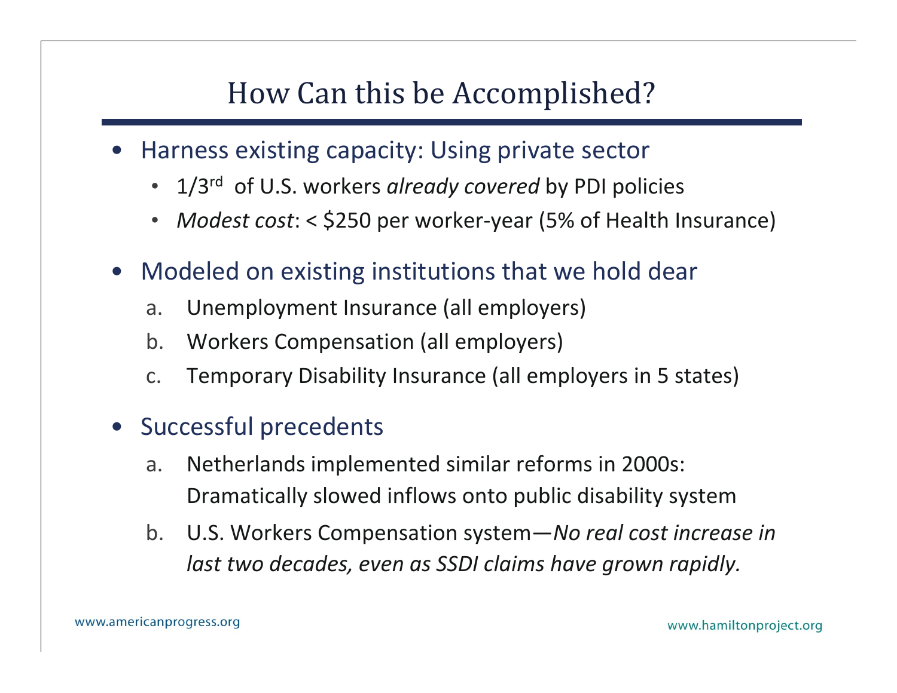# How Can this be Accomplished?

- Harness existing capacity: Using private sector
  - 1/3rd of U.S. workers *already covered* by PDI policies
  - *Modest cost*: < $250 per worker-year (5% of Health Insurance)
- Modeled on existing institutions that we hold dear
  a. Unemployment Insurance (all employers)
  b. Workers Compensation (all employers)
  c. Temporary Disability Insurance (all employers in 5 states)
- Successful precedents
  a. Netherlands implemented similar reforms in 2000s: Dramatically slowed inflows onto public disability system
  b. U.S. Workers Compensation system—*No real cost increase in last two decades, even as SSDI claims have grown rapidly.*

www.americanprogress.org

www.hamiltonproject.org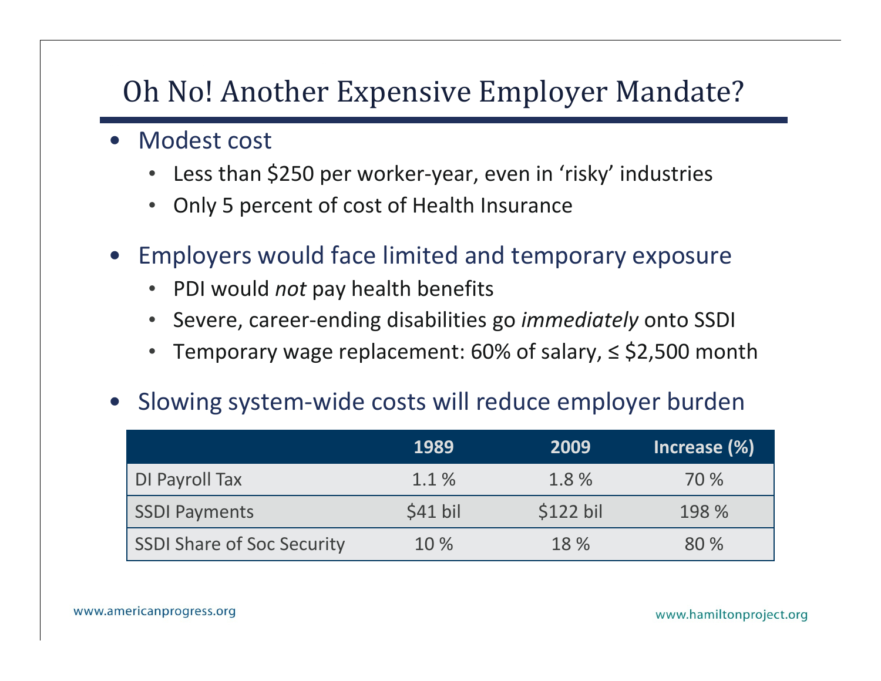# Oh No! Another Expensive Employer Mandate?

- Modest cost
  - Less than $250 per worker-year, even in 'risky' industries
  - Only 5 percent of cost of Health Insurance
- Employers would face limited and temporary exposure
  - PDI would *not* pay health benefits
  - Severe, career-ending disabilities go *immediately* onto SSDI
  - Temporary wage replacement: 60% of salary, ≤ $2,500 month
- Slowing system-wide costs will reduce employer burden

| | 1989 | 2009 | Increase (%) |
|---|---|---|---|
| DI Payroll Tax | 1.1 % | 1.8 % | 70 % |
| SSDI Payments | $41 bil | $122 bil | 198 % |
| SSDI Share of Soc Security | 10 % | 18 % | 80 % |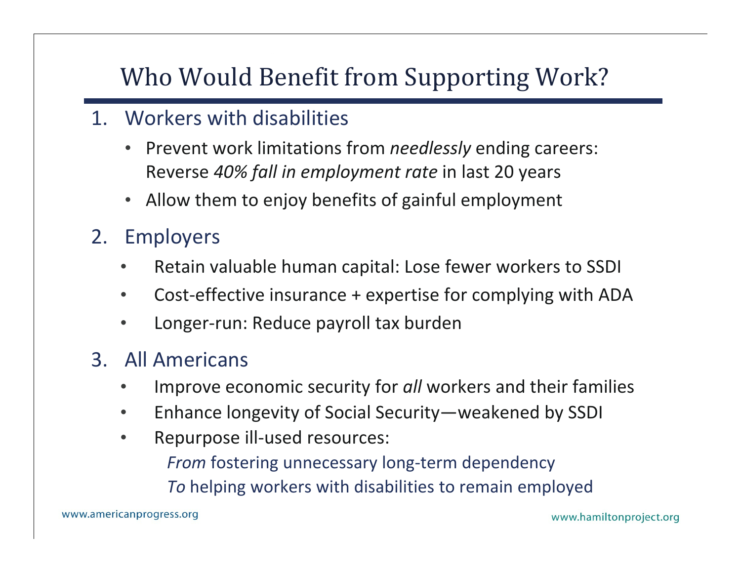# Who Would Benefit from Supporting Work?

1. Workers with disabilities
   - Prevent work limitations from *needlessly* ending careers: Reverse *40% fall in employment rate* in last 20 years
   - Allow them to enjoy benefits of gainful employment
2. Employers
   - Retain valuable human capital: Lose fewer workers to SSDI
   - Cost-effective insurance + expertise for complying with ADA
   - Longer-run: Reduce payroll tax burden
3. All Americans
   - Improve economic security for *all* workers and their families
   - Enhance longevity of Social Security—weakened by SSDI
   - Repurpose ill-used resources:

     *From* fostering unnecessary long-term dependency

     *To* helping workers with disabilities to remain employed

www.americanprogress.org

www.hamiltonproject.org